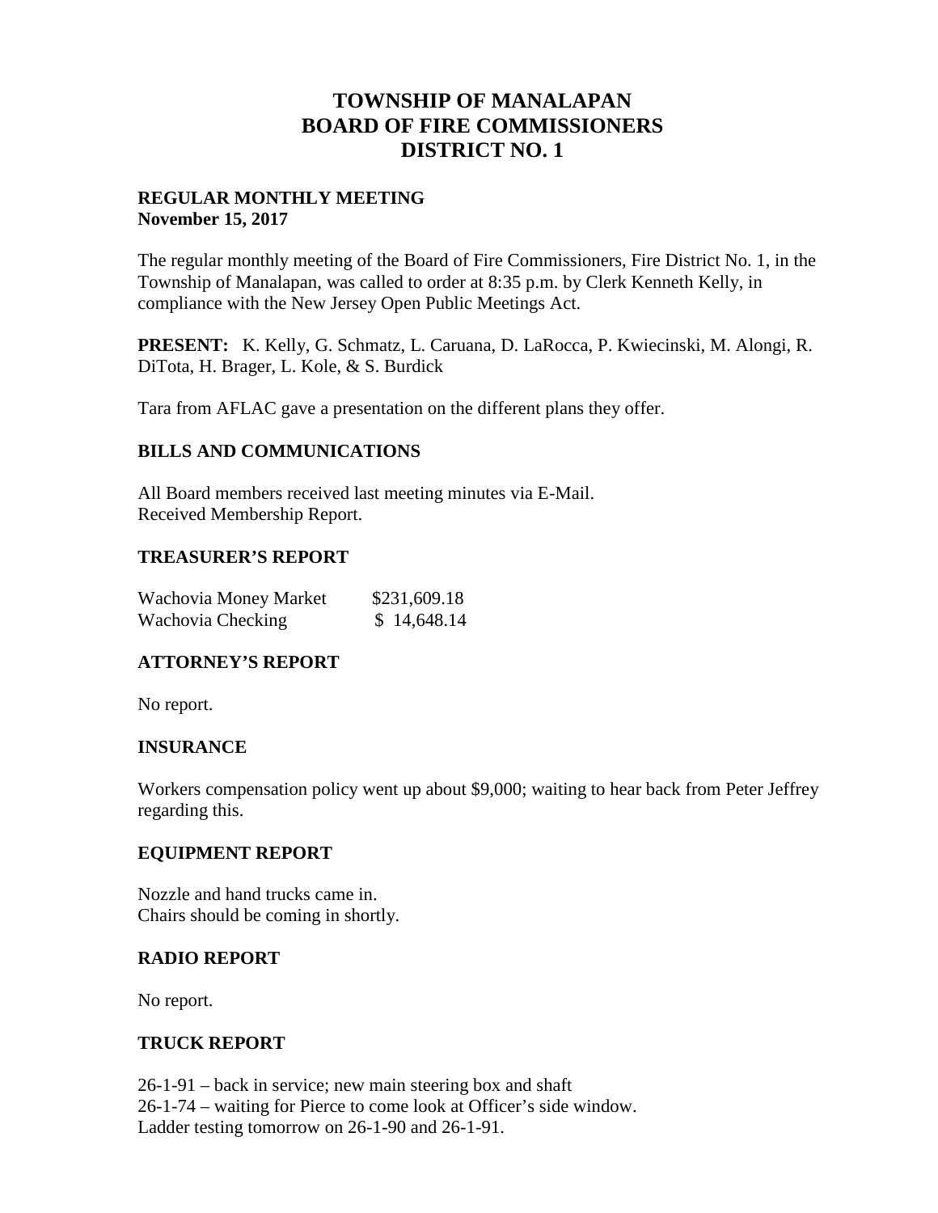# TOWNSHIP OF MANALAPAN
# BOARD OF FIRE COMMISSIONERS
# DISTRICT NO. 1

**REGULAR MONTHLY MEETING**
**November 15, 2017**

The regular monthly meeting of the Board of Fire Commissioners, Fire District No. 1, in the Township of Manalapan, was called to order at 8:35 p.m. by Clerk Kenneth Kelly, in compliance with the New Jersey Open Public Meetings Act.

**PRESENT:** K. Kelly, G. Schmatz, L. Caruana, D. LaRocca, P. Kwiecinski, M. Alongi, R. DiTota, H. Brager, L. Kole, & S. Burdick

Tara from AFLAC gave a presentation on the different plans they offer.

## BILLS AND COMMUNICATIONS

All Board members received last meeting minutes via E-Mail.
Received Membership Report.

## TREASURER'S REPORT

| | |
|---|---|
| Wachovia Money Market | $231,609.18 |
| Wachovia Checking | $ 14,648.14 |

## ATTORNEY'S REPORT

No report.

## INSURANCE

Workers compensation policy went up about $9,000; waiting to hear back from Peter Jeffrey regarding this.

## EQUIPMENT REPORT

Nozzle and hand trucks came in.
Chairs should be coming in shortly.

## RADIO REPORT

No report.

## TRUCK REPORT

26-1-91 – back in service; new main steering box and shaft
26-1-74 – waiting for Pierce to come look at Officer's side window.
Ladder testing tomorrow on 26-1-90 and 26-1-91.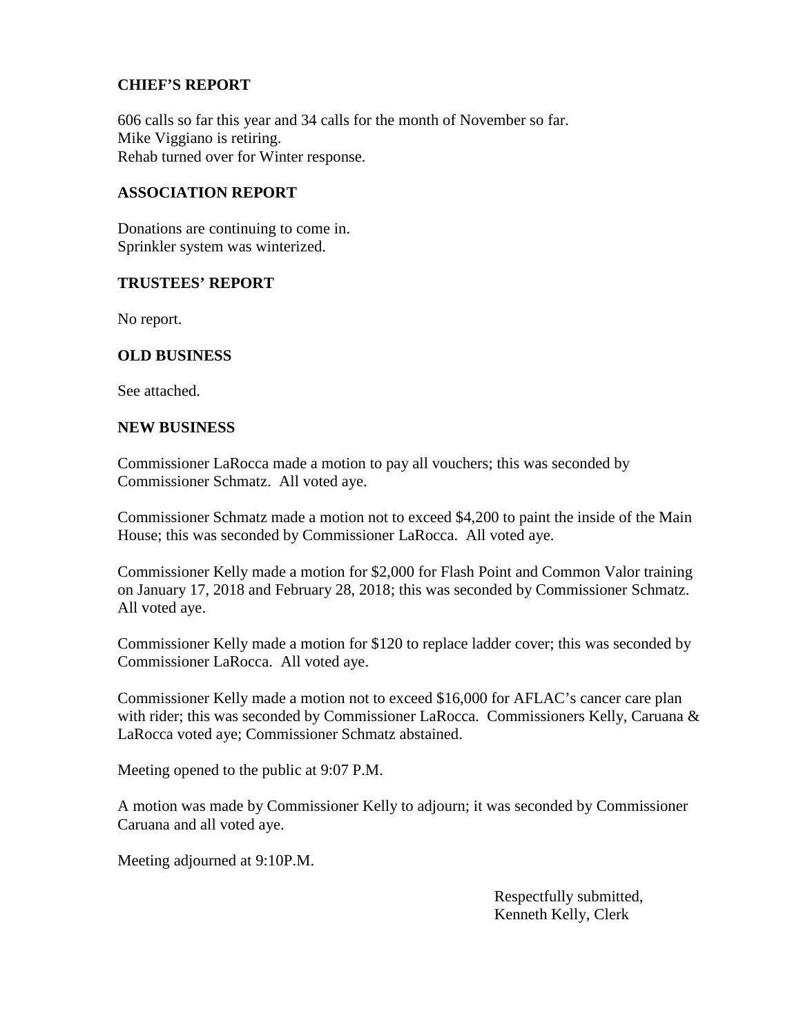**CHIEF'S REPORT**

606 calls so far this year and 34 calls for the month of November so far.
Mike Viggiano is retiring.
Rehab turned over for Winter response.

**ASSOCIATION REPORT**

Donations are continuing to come in.
Sprinkler system was winterized.

**TRUSTEES' REPORT**

No report.

**OLD BUSINESS**

See attached.

**NEW BUSINESS**

Commissioner LaRocca made a motion to pay all vouchers; this was seconded by Commissioner Schmatz. All voted aye.

Commissioner Schmatz made a motion not to exceed $4,200 to paint the inside of the Main House; this was seconded by Commissioner LaRocca. All voted aye.

Commissioner Kelly made a motion for $2,000 for Flash Point and Common Valor training on January 17, 2018 and February 28, 2018; this was seconded by Commissioner Schmatz. All voted aye.

Commissioner Kelly made a motion for $120 to replace ladder cover; this was seconded by Commissioner LaRocca. All voted aye.

Commissioner Kelly made a motion not to exceed $16,000 for AFLAC's cancer care plan with rider; this was seconded by Commissioner LaRocca. Commissioners Kelly, Caruana & LaRocca voted aye; Commissioner Schmatz abstained.

Meeting opened to the public at 9:07 P.M.

A motion was made by Commissioner Kelly to adjourn; it was seconded by Commissioner Caruana and all voted aye.

Meeting adjourned at 9:10P.M.

Respectfully submitted,
Kenneth Kelly, Clerk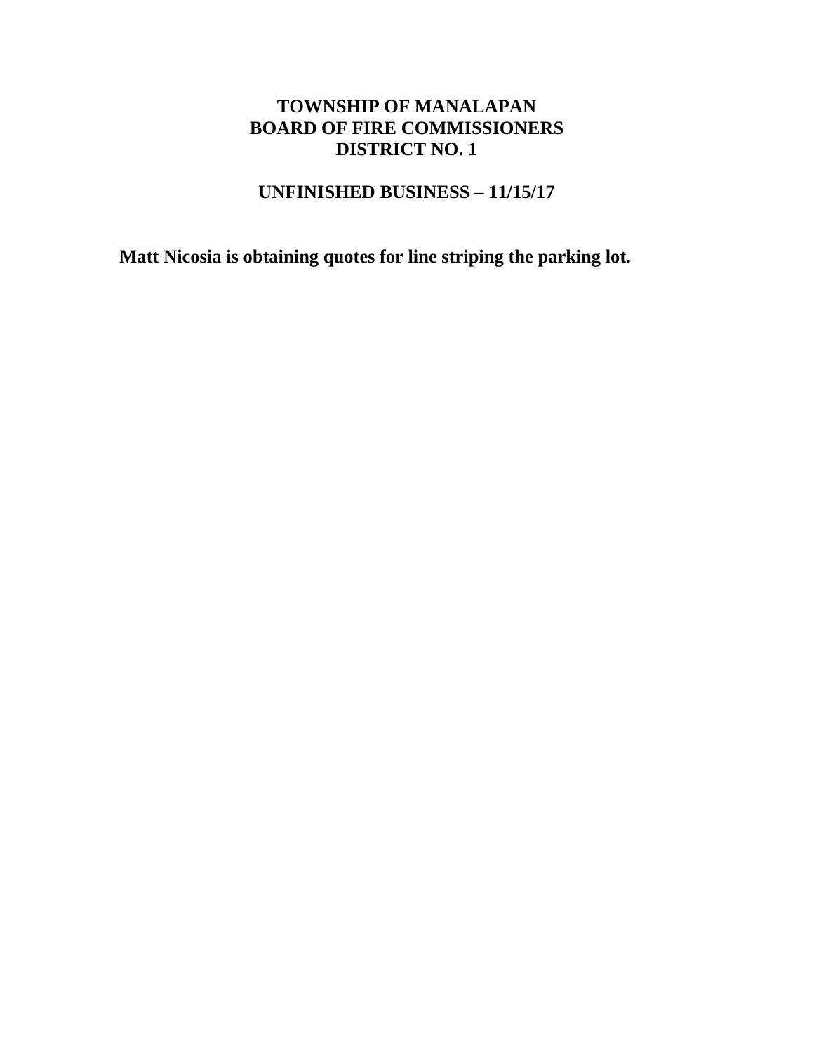# TOWNSHIP OF MANALAPAN
# BOARD OF FIRE COMMISSIONERS
# DISTRICT NO. 1

## UNFINISHED BUSINESS – 11/15/17

**Matt Nicosia is obtaining quotes for line striping the parking lot.**